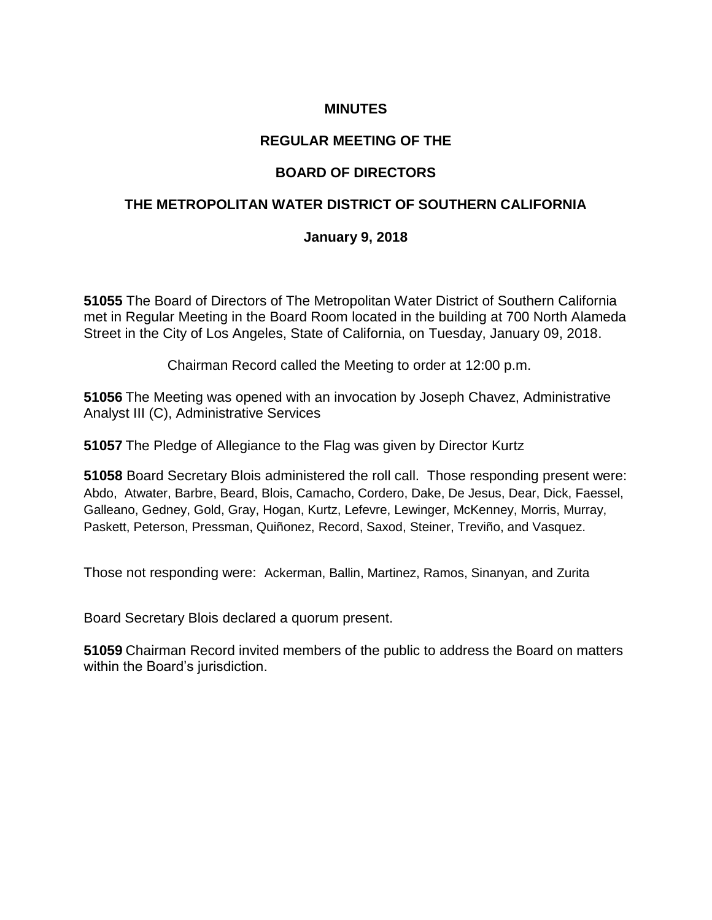**MINUTES**

**REGULAR MEETING OF THE**

**BOARD OF DIRECTORS**

**THE METROPOLITAN WATER DISTRICT OF SOUTHERN CALIFORNIA**

**January 9, 2018**

**51055** The Board of Directors of The Metropolitan Water District of Southern California met in Regular Meeting in the Board Room located in the building at 700 North Alameda Street in the City of Los Angeles, State of California, on Tuesday, January 09, 2018.

Chairman Record called the Meeting to order at 12:00 p.m.

**51056** The Meeting was opened with an invocation by Joseph Chavez, Administrative Analyst III (C), Administrative Services

**51057** The Pledge of Allegiance to the Flag was given by Director Kurtz

**51058** Board Secretary Blois administered the roll call. Those responding present were: Abdo, Atwater, Barbre, Beard, Blois, Camacho, Cordero, Dake, De Jesus, Dear, Dick, Faessel, Galleano, Gedney, Gold, Gray, Hogan, Kurtz, Lefevre, Lewinger, McKenney, Morris, Murray, Paskett, Peterson, Pressman, Quiñonez, Record, Saxod, Steiner, Treviño, and Vasquez.

Those not responding were: Ackerman, Ballin, Martinez, Ramos, Sinanyan, and Zurita

Board Secretary Blois declared a quorum present.

**51059** Chairman Record invited members of the public to address the Board on matters within the Board's jurisdiction.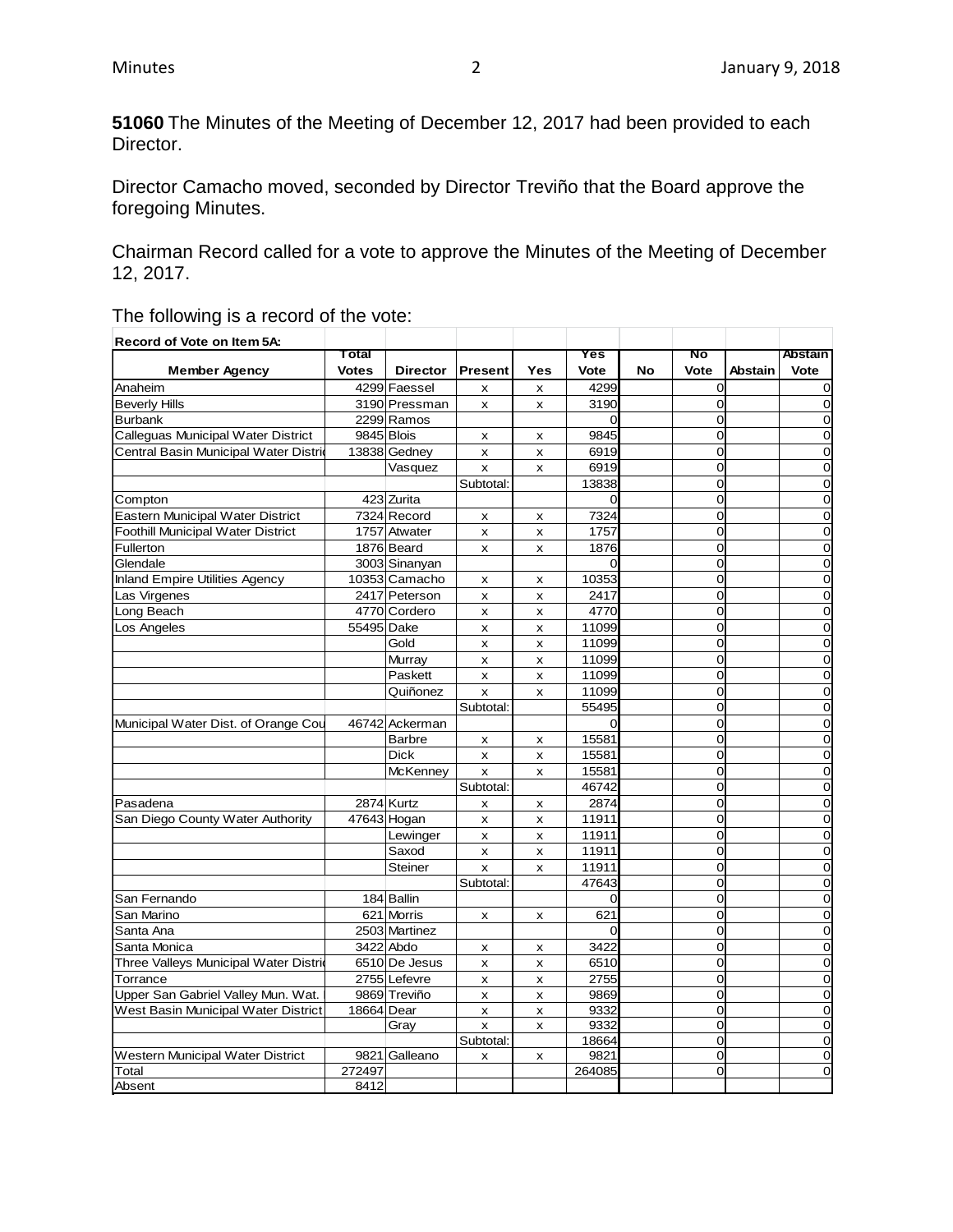**51060** The Minutes of the Meeting of December 12, 2017 had been provided to each Director.

Director Camacho moved, seconded by Director Treviño that the Board approve the foregoing Minutes.

Chairman Record called for a vote to approve the Minutes of the Meeting of December 12, 2017.

The following is a record of the vote:

| Record of Vote on Item 5A: | | | | | | | | | |
|---|---|---|---|---|---|---|---|---|---|
| **Member Agency** | **Total Votes** | **Director** | **Present** | **Yes** | **Yes Vote** | **No** | **No Vote** | **Abstain** | **Abstain Vote** |
| Anaheim | 4299 | Faessel | x | x | 4299 | | 0 | | 0 |
| Beverly Hills | 3190 | Pressman | x | x | 3190 | | 0 | | 0 |
| Burbank | 2299 | Ramos | | | 0 | | 0 | | 0 |
| Calleguas Municipal Water District | 9845 | Blois | x | x | 9845 | | 0 | | 0 |
| Central Basin Municipal Water Distri | 13838 | Gedney | x | x | 6919 | | 0 | | 0 |
| | | Vasquez | x | x | 6919 | | 0 | | 0 |
| | | | Subtotal: | | 13838 | | 0 | | 0 |
| Compton | 423 | Zurita | | | 0 | | 0 | | 0 |
| Eastern Municipal Water District | 7324 | Record | x | x | 7324 | | 0 | | 0 |
| Foothill Municipal Water District | 1757 | Atwater | x | x | 1757 | | 0 | | 0 |
| Fullerton | 1876 | Beard | x | x | 1876 | | 0 | | 0 |
| Glendale | 3003 | Sinanyan | | | 0 | | 0 | | 0 |
| Inland Empire Utilities Agency | 10353 | Camacho | x | x | 10353 | | 0 | | 0 |
| Las Virgenes | 2417 | Peterson | x | x | 2417 | | 0 | | 0 |
| Long Beach | 4770 | Cordero | x | x | 4770 | | 0 | | 0 |
| Los Angeles | 55495 | Dake | x | x | 11099 | | 0 | | 0 |
| | | Gold | x | x | 11099 | | 0 | | 0 |
| | | Murray | x | x | 11099 | | 0 | | 0 |
| | | Paskett | x | x | 11099 | | 0 | | 0 |
| | | Quiñonez | x | x | 11099 | | 0 | | 0 |
| | | | Subtotal: | | 55495 | | 0 | | 0 |
| Municipal Water Dist. of Orange Cou | 46742 | Ackerman | | | 0 | | 0 | | 0 |
| | | Barbre | x | x | 15581 | | 0 | | 0 |
| | | Dick | x | x | 15581 | | 0 | | 0 |
| | | McKenney | x | x | 15581 | | 0 | | 0 |
| | | | Subtotal: | | 46742 | | 0 | | 0 |
| Pasadena | 2874 | Kurtz | x | x | 2874 | | 0 | | 0 |
| San Diego County Water Authority | 47643 | Hogan | x | x | 11911 | | 0 | | 0 |
| | | Lewinger | x | x | 11911 | | 0 | | 0 |
| | | Saxod | x | x | 11911 | | 0 | | 0 |
| | | Steiner | x | x | 11911 | | 0 | | 0 |
| | | | Subtotal: | | 47643 | | 0 | | 0 |
| San Fernando | 184 | Ballin | | | 0 | | 0 | | 0 |
| San Marino | 621 | Morris | x | x | 621 | | 0 | | 0 |
| Santa Ana | 2503 | Martinez | | | 0 | | 0 | | 0 |
| Santa Monica | 3422 | Abdo | x | x | 3422 | | 0 | | 0 |
| Three Valleys Municipal Water Distri | 6510 | De Jesus | x | x | 6510 | | 0 | | 0 |
| Torrance | 2755 | Lefevre | x | x | 2755 | | 0 | | 0 |
| Upper San Gabriel Valley Mun. Wat. | 9869 | Treviño | x | x | 9869 | | 0 | | 0 |
| West Basin Municipal Water District | 18664 | Dear | x | x | 9332 | | 0 | | 0 |
| | | Gray | x | x | 9332 | | 0 | | 0 |
| | | | Subtotal: | | 18664 | | 0 | | 0 |
| Western Municipal Water District | 9821 | Galleano | x | x | 9821 | | 0 | | 0 |
| Total | 272497 | | | | 264085 | | 0 | | 0 |
| Absent | 8412 | | | | | | | | |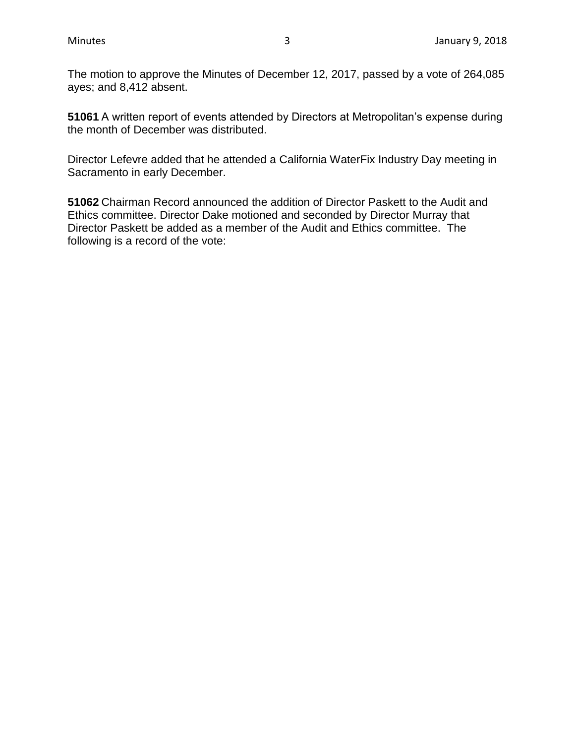The motion to approve the Minutes of December 12, 2017, passed by a vote of 264,085 ayes; and 8,412 absent.

**51061** A written report of events attended by Directors at Metropolitan's expense during the month of December was distributed.

Director Lefevre added that he attended a California WaterFix Industry Day meeting in Sacramento in early December.

**51062** Chairman Record announced the addition of Director Paskett to the Audit and Ethics committee. Director Dake motioned and seconded by Director Murray that Director Paskett be added as a member of the Audit and Ethics committee. The following is a record of the vote: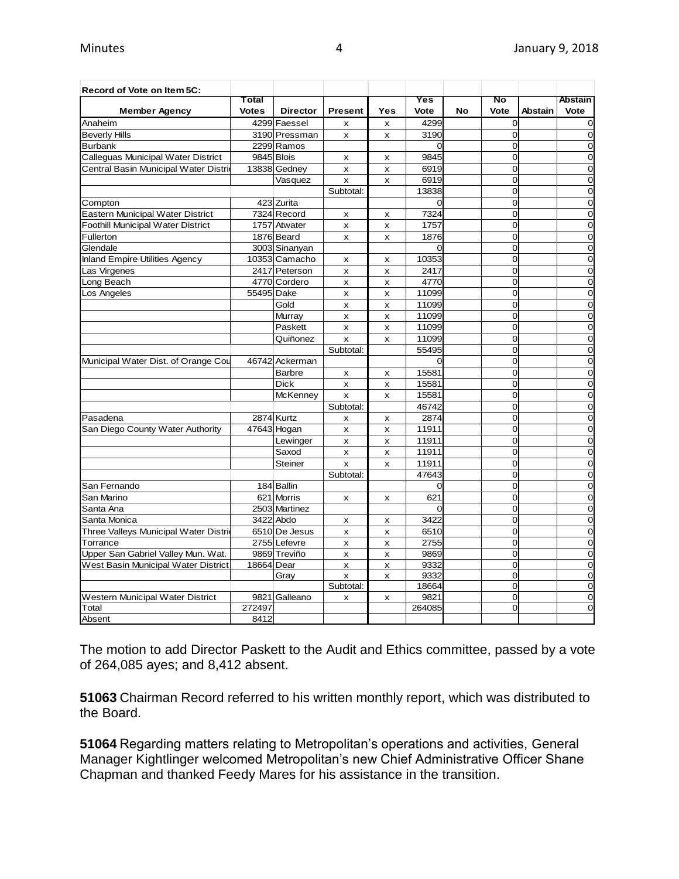**Record of Vote on Item 5C:**

| Member Agency | Total Votes | Director | Present | Yes | Yes Vote | No | No Vote | Abstain | Abstain Vote |
|---|---|---|---|---|---|---|---|---|---|
| Anaheim | 4299 | Faessel | x | x | 4299 | | 0 | | 0 |
| Beverly Hills | 3190 | Pressman | x | x | 3190 | | 0 | | 0 |
| Burbank | 2299 | Ramos | | | 0 | | 0 | | 0 |
| Calleguas Municipal Water District | 9845 | Blois | x | x | 9845 | | 0 | | 0 |
| Central Basin Municipal Water Distri | 13838 | Gedney | x | x | 6919 | | 0 | | 0 |
| | | Vasquez | x | x | 6919 | | 0 | | 0 |
| | | | Subtotal: | | 13838 | | 0 | | 0 |
| Compton | 423 | Zurita | | | 0 | | 0 | | 0 |
| Eastern Municipal Water District | 7324 | Record | x | x | 7324 | | 0 | | 0 |
| Foothill Municipal Water District | 1757 | Atwater | x | x | 1757 | | 0 | | 0 |
| Fullerton | 1876 | Beard | x | x | 1876 | | 0 | | 0 |
| Glendale | 3003 | Sinanyan | | | 0 | | 0 | | 0 |
| Inland Empire Utilities Agency | 10353 | Camacho | x | x | 10353 | | 0 | | 0 |
| Las Virgenes | 2417 | Peterson | x | x | 2417 | | 0 | | 0 |
| Long Beach | 4770 | Cordero | x | x | 4770 | | 0 | | 0 |
| Los Angeles | 55495 | Dake | x | x | 11099 | | 0 | | 0 |
| | | Gold | x | x | 11099 | | 0 | | 0 |
| | | Murray | x | x | 11099 | | 0 | | 0 |
| | | Paskett | x | x | 11099 | | 0 | | 0 |
| | | Quiñonez | x | x | 11099 | | 0 | | 0 |
| | | | Subtotal: | | 55495 | | 0 | | 0 |
| Municipal Water Dist. of Orange Cou | 46742 | Ackerman | | | 0 | | 0 | | 0 |
| | | Barbre | x | x | 15581 | | 0 | | 0 |
| | | Dick | x | x | 15581 | | 0 | | 0 |
| | | McKenney | x | x | 15581 | | 0 | | 0 |
| | | | Subtotal: | | 46742 | | 0 | | 0 |
| Pasadena | 2874 | Kurtz | x | x | 2874 | | 0 | | 0 |
| San Diego County Water Authority | 47643 | Hogan | x | x | 11911 | | 0 | | 0 |
| | | Lewinger | x | x | 11911 | | 0 | | 0 |
| | | Saxod | x | x | 11911 | | 0 | | 0 |
| | | Steiner | x | x | 11911 | | 0 | | 0 |
| | | | Subtotal: | | 47643 | | 0 | | 0 |
| San Fernando | 184 | Ballin | | | 0 | | 0 | | 0 |
| San Marino | 621 | Morris | x | x | 621 | | 0 | | 0 |
| Santa Ana | 2503 | Martinez | | | 0 | | 0 | | 0 |
| Santa Monica | 3422 | Abdo | x | x | 3422 | | 0 | | 0 |
| Three Valleys Municipal Water Distri | 6510 | De Jesus | x | x | 6510 | | 0 | | 0 |
| Torrance | 2755 | Lefevre | x | x | 2755 | | 0 | | 0 |
| Upper San Gabriel Valley Mun. Wat. | 9869 | Treviño | x | x | 9869 | | 0 | | 0 |
| West Basin Municipal Water District | 18664 | Dear | x | x | 9332 | | 0 | | 0 |
| | | Gray | x | x | 9332 | | 0 | | 0 |
| | | | Subtotal: | | 18664 | | 0 | | 0 |
| Western Municipal Water District | 9821 | Galleano | x | x | 9821 | | 0 | | 0 |
| Total | 272497 | | | | 264085 | | 0 | | 0 |
| Absent | 8412 | | | | | | | | |

The motion to add Director Paskett to the Audit and Ethics committee, passed by a vote of 264,085 ayes; and 8,412 absent.

**51063** Chairman Record referred to his written monthly report, which was distributed to the Board.

**51064** Regarding matters relating to Metropolitan's operations and activities, General Manager Kightlinger welcomed Metropolitan's new Chief Administrative Officer Shane Chapman and thanked Feedy Mares for his assistance in the transition.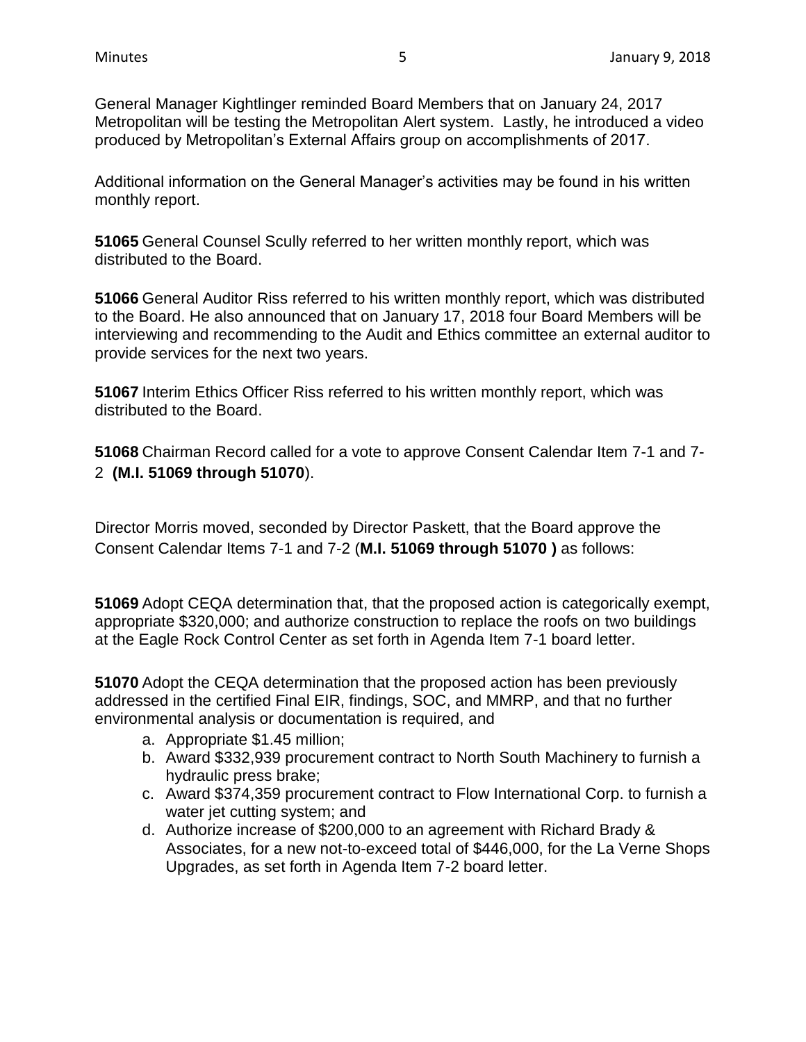General Manager Kightlinger reminded Board Members that on January 24, 2017 Metropolitan will be testing the Metropolitan Alert system. Lastly, he introduced a video produced by Metropolitan's External Affairs group on accomplishments of 2017.

Additional information on the General Manager's activities may be found in his written monthly report.

**51065** General Counsel Scully referred to her written monthly report, which was distributed to the Board.

**51066** General Auditor Riss referred to his written monthly report, which was distributed to the Board. He also announced that on January 17, 2018 four Board Members will be interviewing and recommending to the Audit and Ethics committee an external auditor to provide services for the next two years.

**51067** Interim Ethics Officer Riss referred to his written monthly report, which was distributed to the Board.

**51068** Chairman Record called for a vote to approve Consent Calendar Item 7-1 and 7-2 **(M.I. 51069 through 51070**).

Director Morris moved, seconded by Director Paskett, that the Board approve the Consent Calendar Items 7-1 and 7-2 (**M.I. 51069 through 51070 )** as follows:

**51069** Adopt CEQA determination that, that the proposed action is categorically exempt, appropriate $320,000; and authorize construction to replace the roofs on two buildings at the Eagle Rock Control Center as set forth in Agenda Item 7-1 board letter.

**51070** Adopt the CEQA determination that the proposed action has been previously addressed in the certified Final EIR, findings, SOC, and MMRP, and that no further environmental analysis or documentation is required, and

a. Appropriate $1.45 million;
b. Award $332,939 procurement contract to North South Machinery to furnish a hydraulic press brake;
c. Award $374,359 procurement contract to Flow International Corp. to furnish a water jet cutting system; and
d. Authorize increase of $200,000 to an agreement with Richard Brady & Associates, for a new not-to-exceed total of $446,000, for the La Verne Shops Upgrades, as set forth in Agenda Item 7-2 board letter.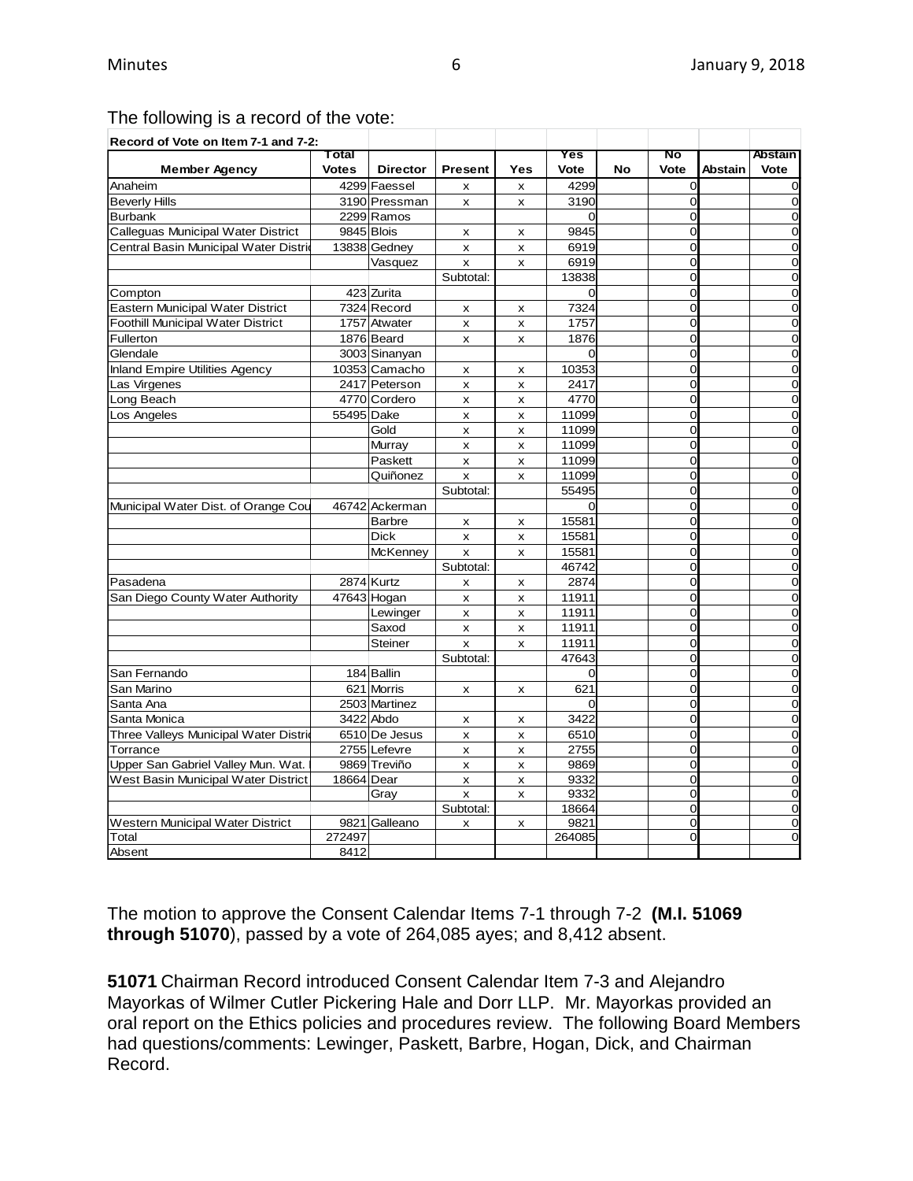The following is a record of the vote:

| Record of Vote on Item 7-1 and 7-2: | | | | | | | | | |
|---|---|---|---|---|---|---|---|---|---|
| **Member Agency** | **Total Votes** | **Director** | **Present** | **Yes** | **Yes Vote** | **No** | **No Vote** | **Abstain** | **Abstain Vote** |
| Anaheim | 4299 | Faessel | x | x | 4299 | | 0 | | 0 |
| Beverly Hills | 3190 | Pressman | x | x | 3190 | | 0 | | 0 |
| Burbank | 2299 | Ramos | | | 0 | | 0 | | 0 |
| Calleguas Municipal Water District | 9845 | Blois | x | x | 9845 | | 0 | | 0 |
| Central Basin Municipal Water Distri | 13838 | Gedney | x | x | 6919 | | 0 | | 0 |
| | | Vasquez | x | x | 6919 | | 0 | | 0 |
| | | | Subtotal: | | 13838 | | 0 | | 0 |
| Compton | 423 | Zurita | | | 0 | | 0 | | 0 |
| Eastern Municipal Water District | 7324 | Record | x | x | 7324 | | 0 | | 0 |
| Foothill Municipal Water District | 1757 | Atwater | x | x | 1757 | | 0 | | 0 |
| Fullerton | 1876 | Beard | x | x | 1876 | | 0 | | 0 |
| Glendale | 3003 | Sinanyan | | | 0 | | 0 | | 0 |
| Inland Empire Utilities Agency | 10353 | Camacho | x | x | 10353 | | 0 | | 0 |
| Las Virgenes | 2417 | Peterson | x | x | 2417 | | 0 | | 0 |
| Long Beach | 4770 | Cordero | x | x | 4770 | | 0 | | 0 |
| Los Angeles | 55495 | Dake | x | x | 11099 | | 0 | | 0 |
| | | Gold | x | x | 11099 | | 0 | | 0 |
| | | Murray | x | x | 11099 | | 0 | | 0 |
| | | Paskett | x | x | 11099 | | 0 | | 0 |
| | | Quiñonez | x | x | 11099 | | 0 | | 0 |
| | | | Subtotal: | | 55495 | | 0 | | 0 |
| Municipal Water Dist. of Orange Cou | 46742 | Ackerman | | | 0 | | 0 | | 0 |
| | | Barbre | x | x | 15581 | | 0 | | 0 |
| | | Dick | x | x | 15581 | | 0 | | 0 |
| | | McKenney | x | x | 15581 | | 0 | | 0 |
| | | | Subtotal: | | 46742 | | 0 | | 0 |
| Pasadena | 2874 | Kurtz | x | x | 2874 | | 0 | | 0 |
| San Diego County Water Authority | 47643 | Hogan | x | x | 11911 | | 0 | | 0 |
| | | Lewinger | x | x | 11911 | | 0 | | 0 |
| | | Saxod | x | x | 11911 | | 0 | | 0 |
| | | Steiner | x | x | 11911 | | 0 | | 0 |
| | | | Subtotal: | | 47643 | | 0 | | 0 |
| San Fernando | 184 | Ballin | | | 0 | | 0 | | 0 |
| San Marino | 621 | Morris | x | x | 621 | | 0 | | 0 |
| Santa Ana | 2503 | Martinez | | | 0 | | 0 | | 0 |
| Santa Monica | 3422 | Abdo | x | x | 3422 | | 0 | | 0 |
| Three Valleys Municipal Water Distri | 6510 | De Jesus | x | x | 6510 | | 0 | | 0 |
| Torrance | 2755 | Lefevre | x | x | 2755 | | 0 | | 0 |
| Upper San Gabriel Valley Mun. Wat. | 9869 | Treviño | x | x | 9869 | | 0 | | 0 |
| West Basin Municipal Water District | 18664 | Dear | x | x | 9332 | | 0 | | 0 |
| | | Gray | x | x | 9332 | | 0 | | 0 |
| | | | Subtotal: | | 18664 | | 0 | | 0 |
| Western Municipal Water District | 9821 | Galleano | x | x | 9821 | | 0 | | 0 |
| Total | 272497 | | | | 264085 | | 0 | | 0 |
| Absent | 8412 | | | | | | | | |

The motion to approve the Consent Calendar Items 7-1 through 7-2 **(M.I. 51069 through 51070**), passed by a vote of 264,085 ayes; and 8,412 absent.

**51071** Chairman Record introduced Consent Calendar Item 7-3 and Alejandro Mayorkas of Wilmer Cutler Pickering Hale and Dorr LLP. Mr. Mayorkas provided an oral report on the Ethics policies and procedures review. The following Board Members had questions/comments: Lewinger, Paskett, Barbre, Hogan, Dick, and Chairman Record.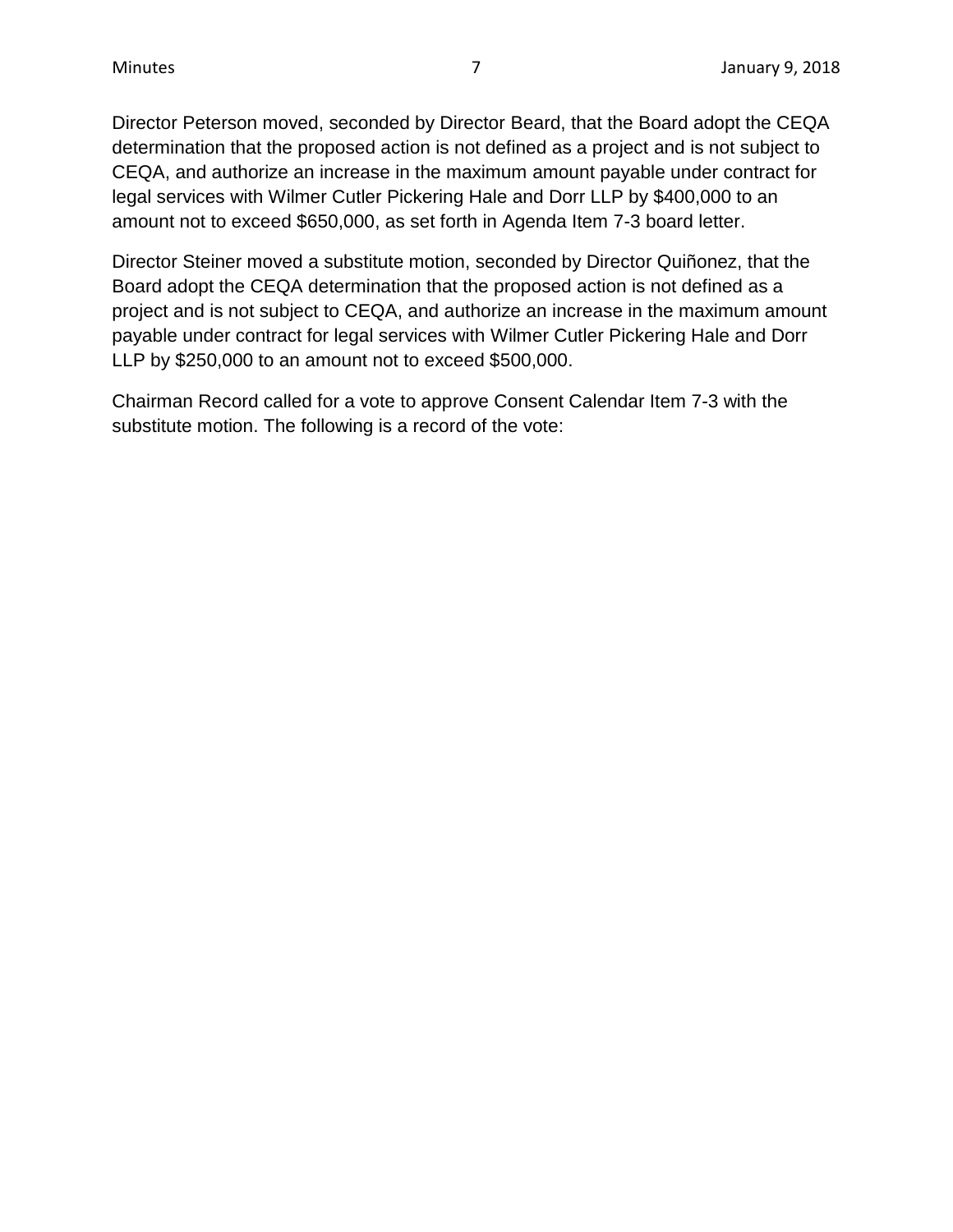Director Peterson moved, seconded by Director Beard, that the Board adopt the CEQA determination that the proposed action is not defined as a project and is not subject to CEQA, and authorize an increase in the maximum amount payable under contract for legal services with Wilmer Cutler Pickering Hale and Dorr LLP by $400,000 to an amount not to exceed $650,000, as set forth in Agenda Item 7-3 board letter.

Director Steiner moved a substitute motion, seconded by Director Quiñonez, that the Board adopt the CEQA determination that the proposed action is not defined as a project and is not subject to CEQA, and authorize an increase in the maximum amount payable under contract for legal services with Wilmer Cutler Pickering Hale and Dorr LLP by $250,000 to an amount not to exceed $500,000.

Chairman Record called for a vote to approve Consent Calendar Item 7-3 with the substitute motion. The following is a record of the vote: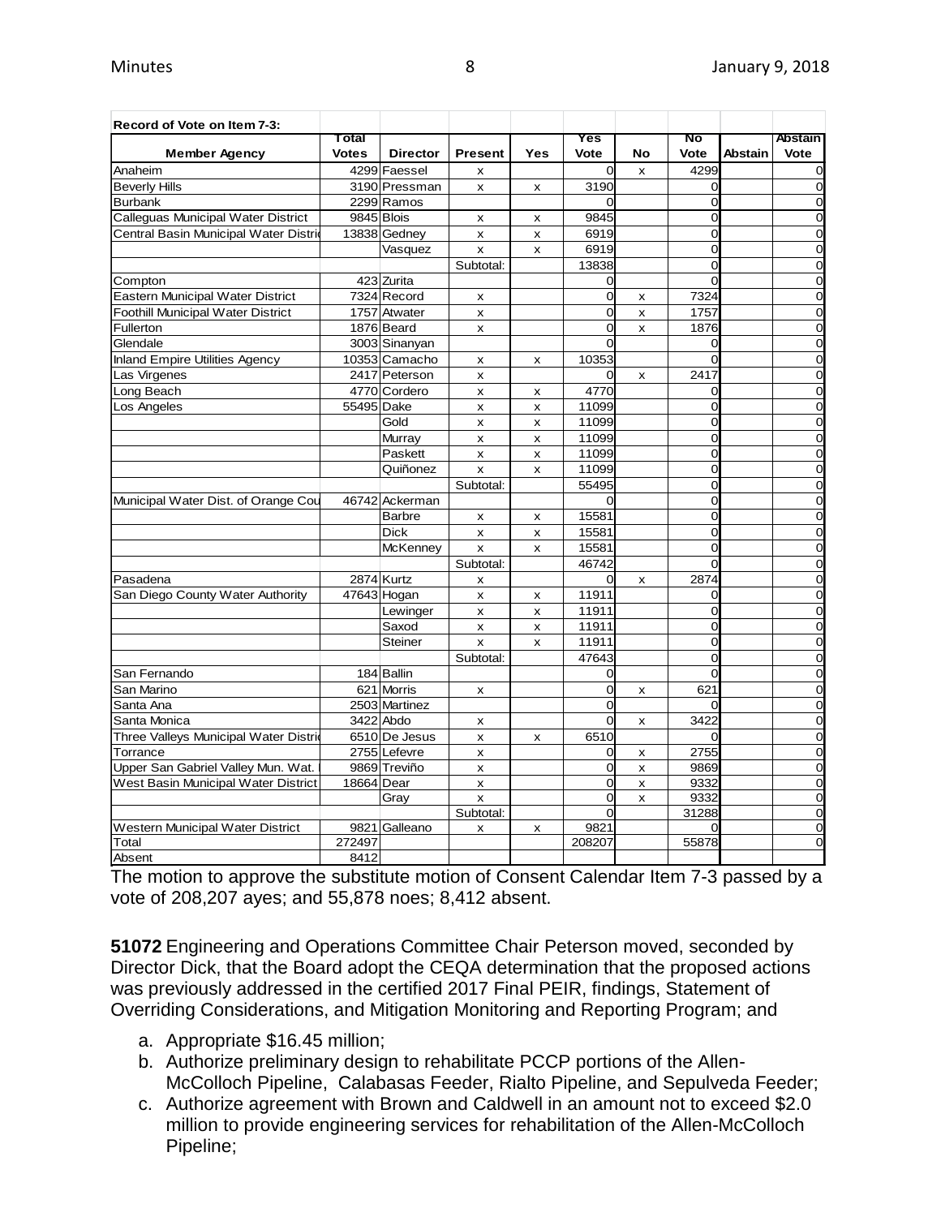| Record of Vote on Item 7-3: | | | | | | | | | |
|---|---|---|---|---|---|---|---|---|---|
| **Member Agency** | **Total Votes** | **Director** | **Present** | **Yes** | **Yes Vote** | **No** | **No Vote** | **Abstain** | **Abstain Vote** |
| Anaheim | 4299 | Faessel | x | | 0 | x | 4299 | | 0 |
| Beverly Hills | 3190 | Pressman | x | x | 3190 | | 0 | | 0 |
| Burbank | 2299 | Ramos | | | 0 | | 0 | | 0 |
| Calleguas Municipal Water District | 9845 | Blois | x | x | 9845 | | 0 | | 0 |
| Central Basin Municipal Water Distric | 13838 | Gedney | x | x | 6919 | | 0 | | 0 |
| | | Vasquez | x | x | 6919 | | 0 | | 0 |
| | | | Subtotal: | | 13838 | | 0 | | 0 |
| Compton | 423 | Zurita | | | 0 | | 0 | | 0 |
| Eastern Municipal Water District | 7324 | Record | x | | 0 | x | 7324 | | 0 |
| Foothill Municipal Water District | 1757 | Atwater | x | | 0 | x | 1757 | | 0 |
| Fullerton | 1876 | Beard | x | | 0 | x | 1876 | | 0 |
| Glendale | 3003 | Sinanyan | | | 0 | | 0 | | 0 |
| Inland Empire Utilities Agency | 10353 | Camacho | x | x | 10353 | | 0 | | 0 |
| Las Virgenes | 2417 | Peterson | x | | 0 | x | 2417 | | 0 |
| Long Beach | 4770 | Cordero | x | x | 4770 | | 0 | | 0 |
| Los Angeles | 55495 | Dake | x | x | 11099 | | 0 | | 0 |
| | | Gold | x | x | 11099 | | 0 | | 0 |
| | | Murray | x | x | 11099 | | 0 | | 0 |
| | | Paskett | x | x | 11099 | | 0 | | 0 |
| | | Quiñonez | x | x | 11099 | | 0 | | 0 |
| | | | Subtotal: | | 55495 | | 0 | | 0 |
| Municipal Water Dist. of Orange Cou | 46742 | Ackerman | | | 0 | | 0 | | 0 |
| | | Barbre | x | x | 15581 | | 0 | | 0 |
| | | Dick | x | x | 15581 | | 0 | | 0 |
| | | McKenney | x | x | 15581 | | 0 | | 0 |
| | | | Subtotal: | | 46742 | | 0 | | 0 |
| Pasadena | 2874 | Kurtz | x | | 0 | x | 2874 | | 0 |
| San Diego County Water Authority | 47643 | Hogan | x | x | 11911 | | 0 | | 0 |
| | | Lewinger | x | x | 11911 | | 0 | | 0 |
| | | Saxod | x | x | 11911 | | 0 | | 0 |
| | | Steiner | x | x | 11911 | | 0 | | 0 |
| | | | Subtotal: | | 47643 | | 0 | | 0 |
| San Fernando | 184 | Ballin | | | 0 | | 0 | | 0 |
| San Marino | 621 | Morris | x | | 0 | x | 621 | | 0 |
| Santa Ana | 2503 | Martinez | | | 0 | | 0 | | 0 |
| Santa Monica | 3422 | Abdo | x | | 0 | x | 3422 | | 0 |
| Three Valleys Municipal Water Distric | 6510 | De Jesus | x | x | 6510 | | 0 | | 0 |
| Torrance | 2755 | Lefevre | x | | 0 | x | 2755 | | 0 |
| Upper San Gabriel Valley Mun. Wat. | 9869 | Treviño | x | | 0 | x | 9869 | | 0 |
| West Basin Municipal Water District | 18664 | Dear | x | | 0 | x | 9332 | | 0 |
| | | Gray | x | | 0 | x | 9332 | | 0 |
| | | | Subtotal: | | 0 | | 31288 | | 0 |
| Western Municipal Water District | 9821 | Galleano | x | x | 9821 | | 0 | | 0 |
| Total | 272497 | | | | 208207 | | 55878 | | 0 |
| Absent | 8412 | | | | | | | | |

The motion to approve the substitute motion of Consent Calendar Item 7-3 passed by a vote of 208,207 ayes; and 55,878 noes; 8,412 absent.

**51072** Engineering and Operations Committee Chair Peterson moved, seconded by Director Dick, that the Board adopt the CEQA determination that the proposed actions was previously addressed in the certified 2017 Final PEIR, findings, Statement of Overriding Considerations, and Mitigation Monitoring and Reporting Program; and

a. Appropriate $16.45 million;
b. Authorize preliminary design to rehabilitate PCCP portions of the Allen-McColloch Pipeline, Calabasas Feeder, Rialto Pipeline, and Sepulveda Feeder;
c. Authorize agreement with Brown and Caldwell in an amount not to exceed $2.0 million to provide engineering services for rehabilitation of the Allen-McColloch Pipeline;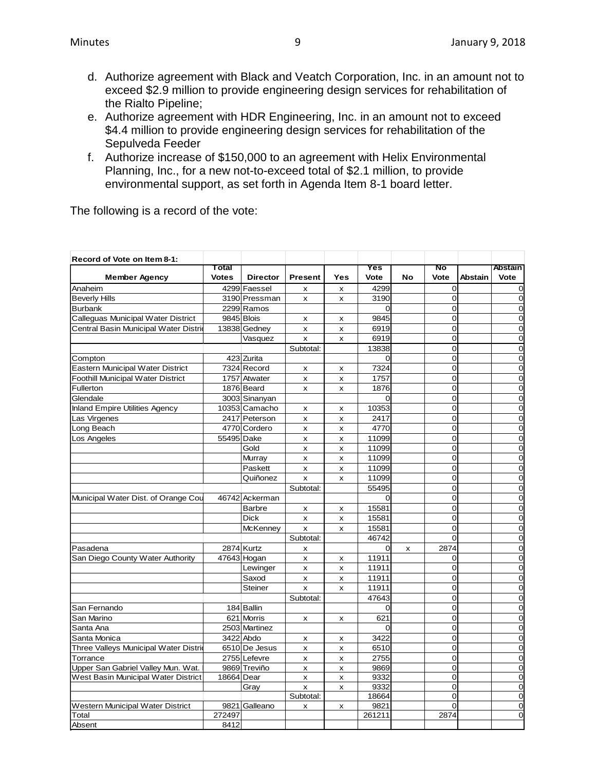d. Authorize agreement with Black and Veatch Corporation, Inc. in an amount not to exceed $2.9 million to provide engineering design services for rehabilitation of the Rialto Pipeline;
e. Authorize agreement with HDR Engineering, Inc. in an amount not to exceed $4.4 million to provide engineering design services for rehabilitation of the Sepulveda Feeder
f. Authorize increase of $150,000 to an agreement with Helix Environmental Planning, Inc., for a new not-to-exceed total of $2.1 million, to provide environmental support, as set forth in Agenda Item 8-1 board letter.

The following is a record of the vote:

| Record of Vote on Item 8-1: | | | | | | | | | |
|---|---|---|---|---|---|---|---|---|---|
| Member Agency | Total Votes | Director | Present | Yes | Yes Vote | No | No Vote | Abstain | Abstain Vote |
| Anaheim | 4299 | Faessel | x | x | 4299 | | 0 | | 0 |
| Beverly Hills | 3190 | Pressman | x | x | 3190 | | 0 | | 0 |
| Burbank | 2299 | Ramos | | | 0 | | 0 | | 0 |
| Calleguas Municipal Water District | 9845 | Blois | x | x | 9845 | | 0 | | 0 |
| Central Basin Municipal Water Distri | 13838 | Gedney | x | x | 6919 | | 0 | | 0 |
| | | Vasquez | x | x | 6919 | | 0 | | 0 |
| | | | Subtotal: | | 13838 | | 0 | | 0 |
| Compton | 423 | Zurita | | | 0 | | 0 | | 0 |
| Eastern Municipal Water District | 7324 | Record | x | x | 7324 | | 0 | | 0 |
| Foothill Municipal Water District | 1757 | Atwater | x | x | 1757 | | 0 | | 0 |
| Fullerton | 1876 | Beard | x | x | 1876 | | 0 | | 0 |
| Glendale | 3003 | Sinanyan | | | 0 | | 0 | | 0 |
| Inland Empire Utilities Agency | 10353 | Camacho | x | x | 10353 | | 0 | | 0 |
| Las Virgenes | 2417 | Peterson | x | x | 2417 | | 0 | | 0 |
| Long Beach | 4770 | Cordero | x | x | 4770 | | 0 | | 0 |
| Los Angeles | 55495 | Dake | x | x | 11099 | | 0 | | 0 |
| | | Gold | x | x | 11099 | | 0 | | 0 |
| | | Murray | x | x | 11099 | | 0 | | 0 |
| | | Paskett | x | x | 11099 | | 0 | | 0 |
| | | Quiñonez | x | x | 11099 | | 0 | | 0 |
| | | | Subtotal: | | 55495 | | 0 | | 0 |
| Municipal Water Dist. of Orange Cou | 46742 | Ackerman | | | 0 | | 0 | | 0 |
| | | Barbre | x | x | 15581 | | 0 | | 0 |
| | | Dick | x | x | 15581 | | 0 | | 0 |
| | | McKenney | x | x | 15581 | | 0 | | 0 |
| | | | Subtotal: | | 46742 | | 0 | | 0 |
| Pasadena | 2874 | Kurtz | x | | 0 | x | 2874 | | 0 |
| San Diego County Water Authority | 47643 | Hogan | x | x | 11911 | | 0 | | 0 |
| | | Lewinger | x | x | 11911 | | 0 | | 0 |
| | | Saxod | x | x | 11911 | | 0 | | 0 |
| | | Steiner | x | x | 11911 | | 0 | | 0 |
| | | | Subtotal: | | 47643 | | 0 | | 0 |
| San Fernando | 184 | Ballin | | | 0 | | 0 | | 0 |
| San Marino | 621 | Morris | x | x | 621 | | 0 | | 0 |
| Santa Ana | 2503 | Martinez | | | 0 | | 0 | | 0 |
| Santa Monica | 3422 | Abdo | x | x | 3422 | | 0 | | 0 |
| Three Valleys Municipal Water Distri | 6510 | De Jesus | x | x | 6510 | | 0 | | 0 |
| Torrance | 2755 | Lefevre | x | x | 2755 | | 0 | | 0 |
| Upper San Gabriel Valley Mun. Wat. | 9869 | Treviño | x | x | 9869 | | 0 | | 0 |
| West Basin Municipal Water District | 18664 | Dear | x | x | 9332 | | 0 | | 0 |
| | | Gray | x | x | 9332 | | 0 | | 0 |
| | | | Subtotal: | | 18664 | | 0 | | 0 |
| Western Municipal Water District | 9821 | Galleano | x | x | 9821 | | 0 | | 0 |
| Total | 272497 | | | | 261211 | | 2874 | | 0 |
| Absent | 8412 | | | | | | | | |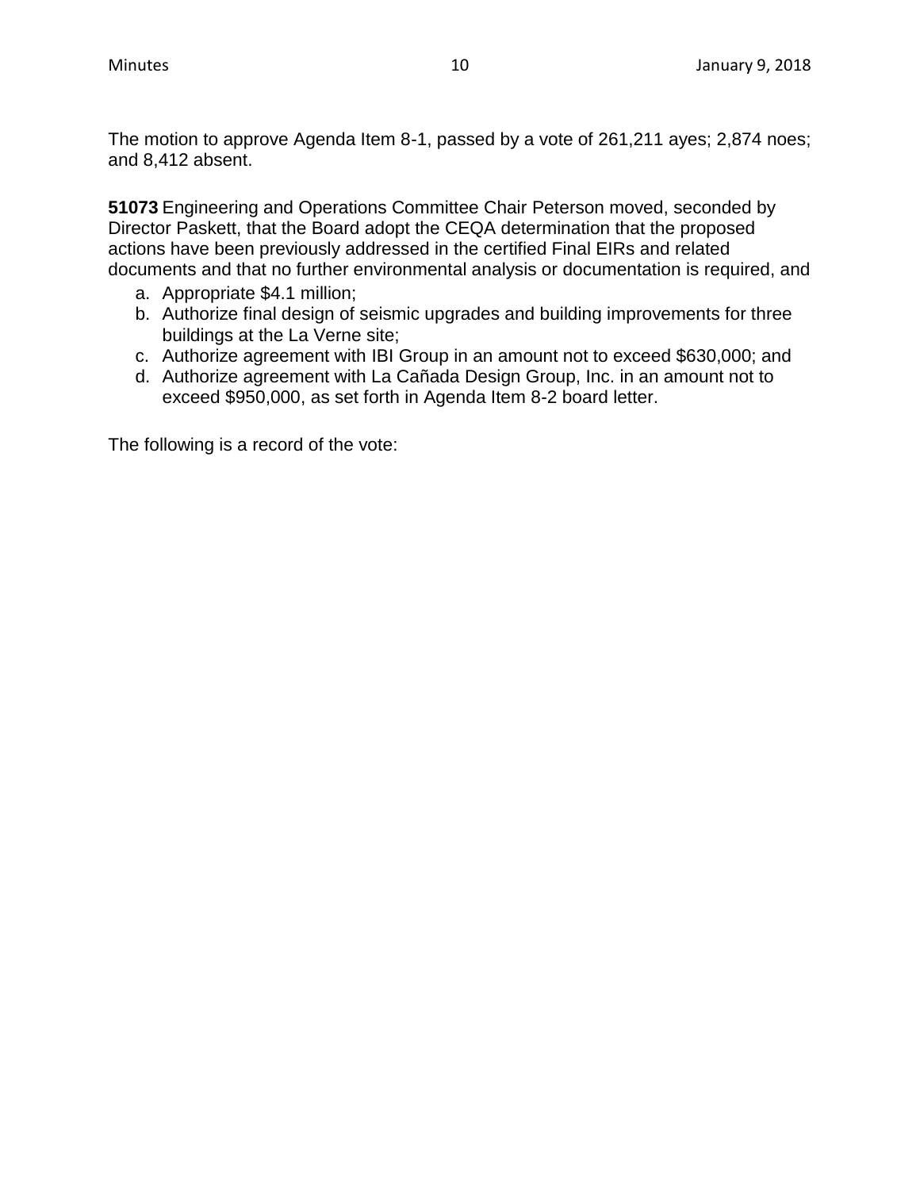The motion to approve Agenda Item 8-1, passed by a vote of 261,211 ayes; 2,874 noes; and 8,412 absent.

**51073** Engineering and Operations Committee Chair Peterson moved, seconded by Director Paskett, that the Board adopt the CEQA determination that the proposed actions have been previously addressed in the certified Final EIRs and related documents and that no further environmental analysis or documentation is required, and

a. Appropriate $4.1 million;
b. Authorize final design of seismic upgrades and building improvements for three buildings at the La Verne site;
c. Authorize agreement with IBI Group in an amount not to exceed $630,000; and
d. Authorize agreement with La Cañada Design Group, Inc. in an amount not to exceed $950,000, as set forth in Agenda Item 8-2 board letter.

The following is a record of the vote: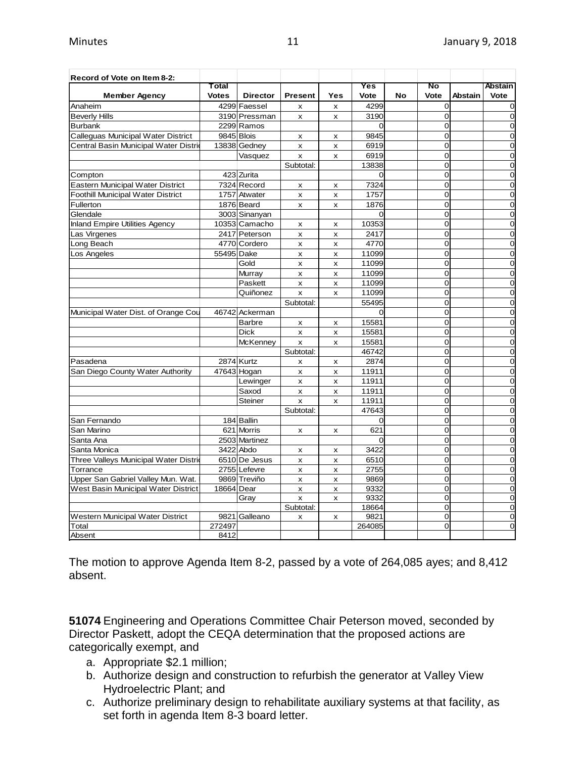| Record of Vote on Item 8-2: | | | | | | | | | |
|---|---|---|---|---|---|---|---|---|---|
| Member Agency | Total Votes | Director | Present | Yes | Yes Vote | No | No Vote | Abstain | Abstain Vote |
| Anaheim | 4299 | Faessel | x | x | 4299 | | 0 | | 0 |
| Beverly Hills | 3190 | Pressman | x | x | 3190 | | 0 | | 0 |
| Burbank | 2299 | Ramos | | | 0 | | 0 | | 0 |
| Calleguas Municipal Water District | 9845 | Blois | x | x | 9845 | | 0 | | 0 |
| Central Basin Municipal Water Distri | 13838 | Gedney | x | x | 6919 | | 0 | | 0 |
| | | Vasquez | x | x | 6919 | | 0 | | 0 |
| | | | Subtotal: | | 13838 | | 0 | | 0 |
| Compton | 423 | Zurita | | | 0 | | 0 | | 0 |
| Eastern Municipal Water District | 7324 | Record | x | x | 7324 | | 0 | | 0 |
| Foothill Municipal Water District | 1757 | Atwater | x | x | 1757 | | 0 | | 0 |
| Fullerton | 1876 | Beard | x | x | 1876 | | 0 | | 0 |
| Glendale | 3003 | Sinanyan | | | 0 | | 0 | | 0 |
| Inland Empire Utilities Agency | 10353 | Camacho | x | x | 10353 | | 0 | | 0 |
| Las Virgenes | 2417 | Peterson | x | x | 2417 | | 0 | | 0 |
| Long Beach | 4770 | Cordero | x | x | 4770 | | 0 | | 0 |
| Los Angeles | 55495 | Dake | x | x | 11099 | | 0 | | 0 |
| | | Gold | x | x | 11099 | | 0 | | 0 |
| | | Murray | x | x | 11099 | | 0 | | 0 |
| | | Paskett | x | x | 11099 | | 0 | | 0 |
| | | Quiñonez | x | x | 11099 | | 0 | | 0 |
| | | | Subtotal: | | 55495 | | 0 | | 0 |
| Municipal Water Dist. of Orange Cou | 46742 | Ackerman | | | 0 | | 0 | | 0 |
| | | Barbre | x | x | 15581 | | 0 | | 0 |
| | | Dick | x | x | 15581 | | 0 | | 0 |
| | | McKenney | x | x | 15581 | | 0 | | 0 |
| | | | Subtotal: | | 46742 | | 0 | | 0 |
| Pasadena | 2874 | Kurtz | x | x | 2874 | | 0 | | 0 |
| San Diego County Water Authority | 47643 | Hogan | x | x | 11911 | | 0 | | 0 |
| | | Lewinger | x | x | 11911 | | 0 | | 0 |
| | | Saxod | x | x | 11911 | | 0 | | 0 |
| | | Steiner | x | x | 11911 | | 0 | | 0 |
| | | | Subtotal: | | 47643 | | 0 | | 0 |
| San Fernando | 184 | Ballin | | | 0 | | 0 | | 0 |
| San Marino | 621 | Morris | x | x | 621 | | 0 | | 0 |
| Santa Ana | 2503 | Martinez | | | 0 | | 0 | | 0 |
| Santa Monica | 3422 | Abdo | x | x | 3422 | | 0 | | 0 |
| Three Valleys Municipal Water Distri | 6510 | De Jesus | x | x | 6510 | | 0 | | 0 |
| Torrance | 2755 | Lefevre | x | x | 2755 | | 0 | | 0 |
| Upper San Gabriel Valley Mun. Wat. | 9869 | Treviño | x | x | 9869 | | 0 | | 0 |
| West Basin Municipal Water District | 18664 | Dear | x | x | 9332 | | 0 | | 0 |
| | | Gray | x | x | 9332 | | 0 | | 0 |
| | | | Subtotal: | | 18664 | | 0 | | 0 |
| Western Municipal Water District | 9821 | Galleano | x | x | 9821 | | 0 | | 0 |
| Total | 272497 | | | | 264085 | | 0 | | 0 |
| Absent | 8412 | | | | | | | | |

The motion to approve Agenda Item 8-2, passed by a vote of 264,085 ayes; and 8,412 absent.

**51074** Engineering and Operations Committee Chair Peterson moved, seconded by Director Paskett, adopt the CEQA determination that the proposed actions are categorically exempt, and

a. Appropriate $2.1 million;
b. Authorize design and construction to refurbish the generator at Valley View Hydroelectric Plant; and
c. Authorize preliminary design to rehabilitate auxiliary systems at that facility, as set forth in agenda Item 8-3 board letter.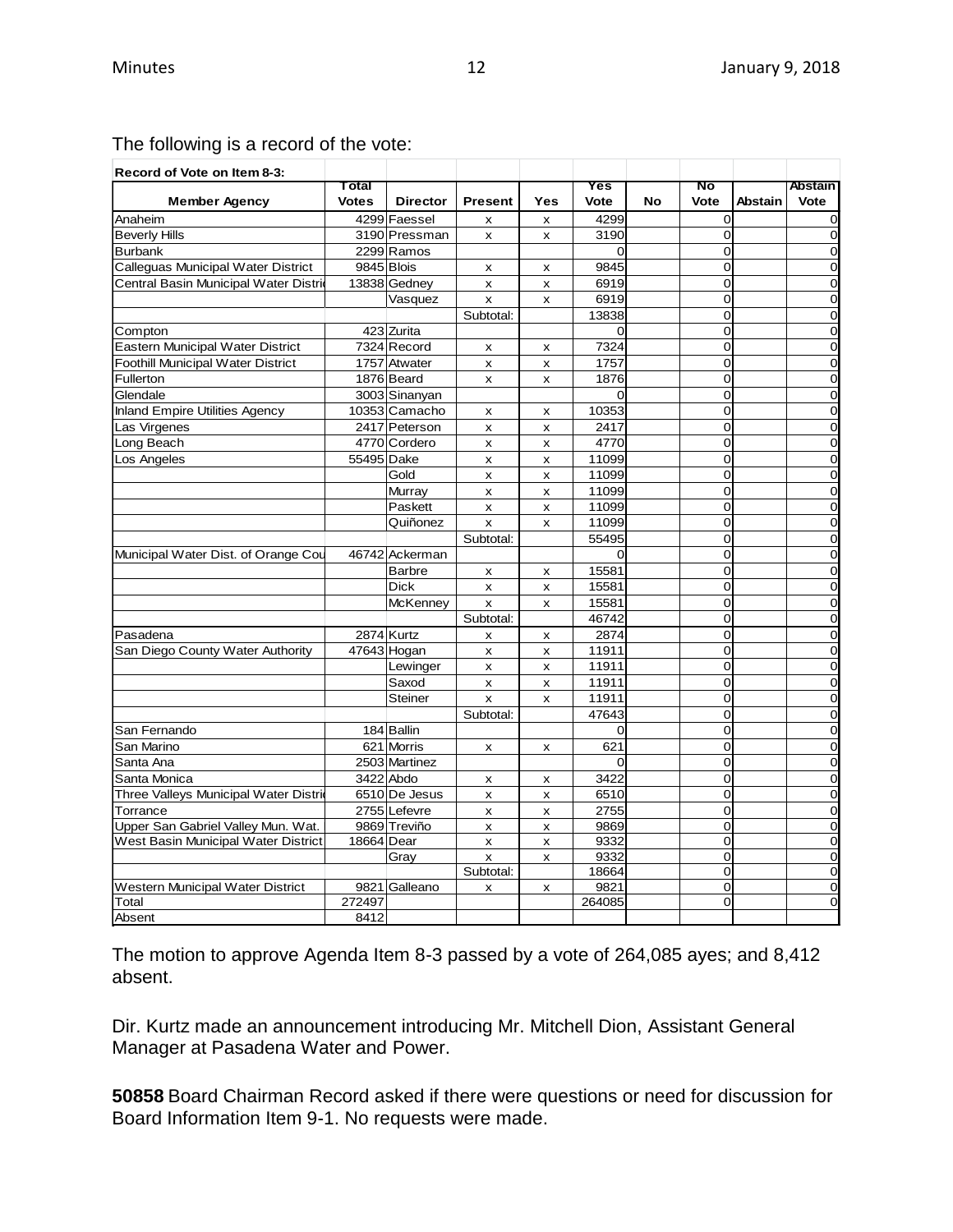The following is a record of the vote:

| Record of Vote on Item 8-3: | | | | | | | | | |
|---|---|---|---|---|---|---|---|---|---|
| **Member Agency** | **Total Votes** | **Director** | **Present** | **Yes** | **Yes Vote** | **No** | **No Vote** | **Abstain** | **Abstain Vote** |
| Anaheim | 4299 | Faessel | x | x | 4299 | | 0 | | 0 |
| Beverly Hills | 3190 | Pressman | x | x | 3190 | | 0 | | 0 |
| Burbank | 2299 | Ramos | | | 0 | | 0 | | 0 |
| Calleguas Municipal Water District | 9845 | Blois | x | x | 9845 | | 0 | | 0 |
| Central Basin Municipal Water Distri | 13838 | Gedney | x | x | 6919 | | 0 | | 0 |
| | | Vasquez | x | x | 6919 | | 0 | | 0 |
| | | | Subtotal: | | 13838 | | 0 | | 0 |
| Compton | 423 | Zurita | | | 0 | | 0 | | 0 |
| Eastern Municipal Water District | 7324 | Record | x | x | 7324 | | 0 | | 0 |
| Foothill Municipal Water District | 1757 | Atwater | x | x | 1757 | | 0 | | 0 |
| Fullerton | 1876 | Beard | x | x | 1876 | | 0 | | 0 |
| Glendale | 3003 | Sinanyan | | | 0 | | 0 | | 0 |
| Inland Empire Utilities Agency | 10353 | Camacho | x | x | 10353 | | 0 | | 0 |
| Las Virgenes | 2417 | Peterson | x | x | 2417 | | 0 | | 0 |
| Long Beach | 4770 | Cordero | x | x | 4770 | | 0 | | 0 |
| Los Angeles | 55495 | Dake | x | x | 11099 | | 0 | | 0 |
| | | Gold | x | x | 11099 | | 0 | | 0 |
| | | Murray | x | x | 11099 | | 0 | | 0 |
| | | Paskett | x | x | 11099 | | 0 | | 0 |
| | | Quiñonez | x | x | 11099 | | 0 | | 0 |
| | | | Subtotal: | | 55495 | | 0 | | 0 |
| Municipal Water Dist. of Orange Cou | 46742 | Ackerman | | | 0 | | 0 | | 0 |
| | | Barbre | x | x | 15581 | | 0 | | 0 |
| | | Dick | x | x | 15581 | | 0 | | 0 |
| | | McKenney | x | x | 15581 | | 0 | | 0 |
| | | | Subtotal: | | 46742 | | 0 | | 0 |
| Pasadena | 2874 | Kurtz | x | x | 2874 | | 0 | | 0 |
| San Diego County Water Authority | 47643 | Hogan | x | x | 11911 | | 0 | | 0 |
| | | Lewinger | x | x | 11911 | | 0 | | 0 |
| | | Saxod | x | x | 11911 | | 0 | | 0 |
| | | Steiner | x | x | 11911 | | 0 | | 0 |
| | | | Subtotal: | | 47643 | | 0 | | 0 |
| San Fernando | 184 | Ballin | | | 0 | | 0 | | 0 |
| San Marino | 621 | Morris | x | x | 621 | | 0 | | 0 |
| Santa Ana | 2503 | Martinez | | | 0 | | 0 | | 0 |
| Santa Monica | 3422 | Abdo | x | x | 3422 | | 0 | | 0 |
| Three Valleys Municipal Water Distri | 6510 | De Jesus | x | x | 6510 | | 0 | | 0 |
| Torrance | 2755 | Lefevre | x | x | 2755 | | 0 | | 0 |
| Upper San Gabriel Valley Mun. Wat. | 9869 | Treviño | x | x | 9869 | | 0 | | 0 |
| West Basin Municipal Water District | 18664 | Dear | x | x | 9332 | | 0 | | 0 |
| | | Gray | x | x | 9332 | | 0 | | 0 |
| | | | Subtotal: | | 18664 | | 0 | | 0 |
| Western Municipal Water District | 9821 | Galleano | x | x | 9821 | | 0 | | 0 |
| Total | 272497 | | | | 264085 | | 0 | | 0 |
| Absent | 8412 | | | | | | | | |

The motion to approve Agenda Item 8-3 passed by a vote of 264,085 ayes; and 8,412 absent.

Dir. Kurtz made an announcement introducing Mr. Mitchell Dion, Assistant General Manager at Pasadena Water and Power.

**50858** Board Chairman Record asked if there were questions or need for discussion for Board Information Item 9-1. No requests were made.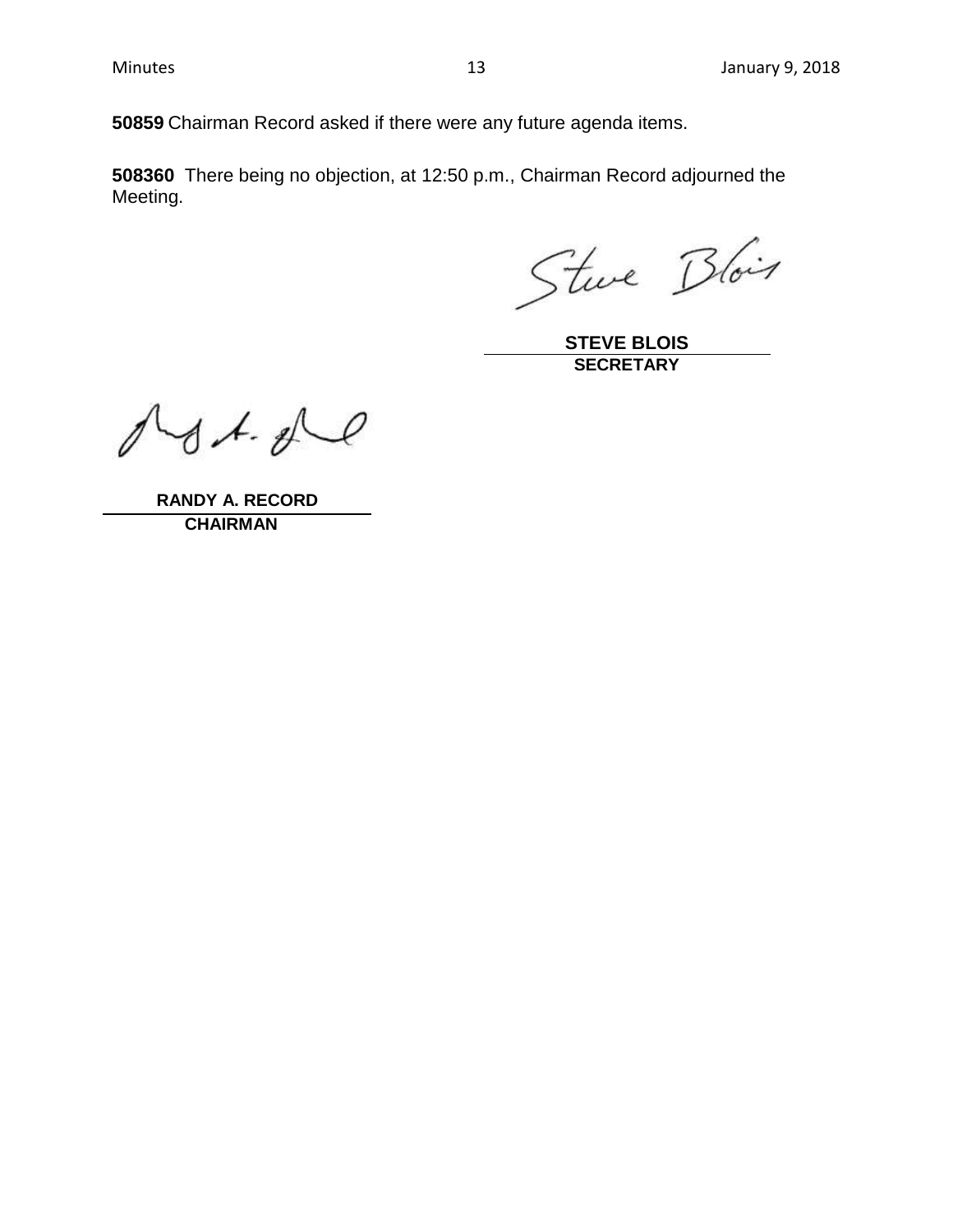**50859** Chairman Record asked if there were any future agenda items.

**508360** There being no objection, at 12:50 p.m., Chairman Record adjourned the Meeting.

**STEVE BLOIS**
**SECRETARY**

**RANDY A. RECORD**
**CHAIRMAN**